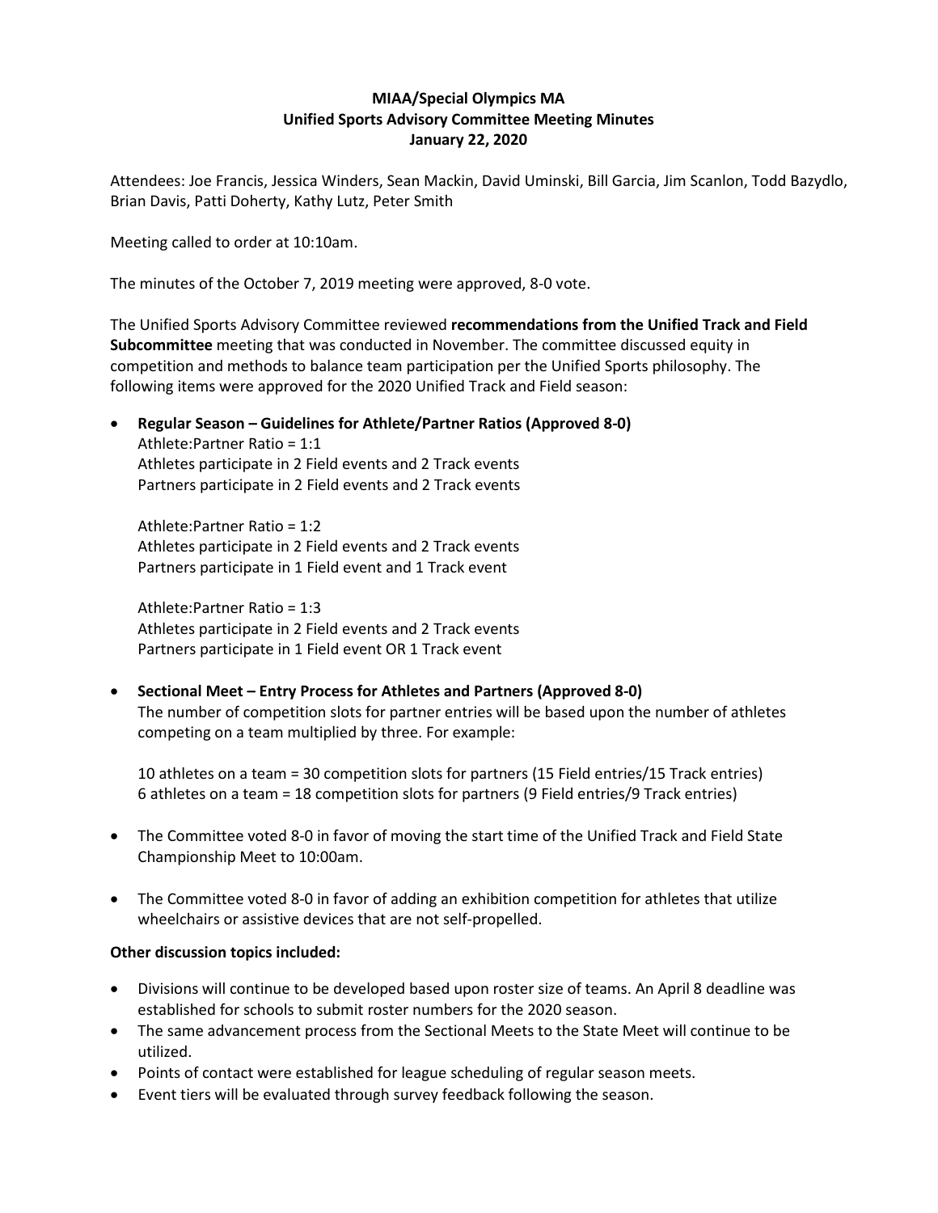# MIAA/Special Olympics MA
## Unified Sports Advisory Committee Meeting Minutes
### January 22, 2020

Attendees: Joe Francis, Jessica Winders, Sean Mackin, David Uminski, Bill Garcia, Jim Scanlon, Todd Bazydlo, Brian Davis, Patti Doherty, Kathy Lutz, Peter Smith

Meeting called to order at 10:10am.

The minutes of the October 7, 2019 meeting were approved, 8-0 vote.

The Unified Sports Advisory Committee reviewed **recommendations from the Unified Track and Field Subcommittee** meeting that was conducted in November. The committee discussed equity in competition and methods to balance team participation per the Unified Sports philosophy. The following items were approved for the 2020 Unified Track and Field season:

- **Regular Season – Guidelines for Athlete/Partner Ratios (Approved 8-0)**
  Athlete:Partner Ratio = 1:1
  Athletes participate in 2 Field events and 2 Track events
  Partners participate in 2 Field events and 2 Track events

  Athlete:Partner Ratio = 1:2
  Athletes participate in 2 Field events and 2 Track events
  Partners participate in 1 Field event and 1 Track event

  Athlete:Partner Ratio = 1:3
  Athletes participate in 2 Field events and 2 Track events
  Partners participate in 1 Field event OR 1 Track event

- **Sectional Meet – Entry Process for Athletes and Partners (Approved 8-0)**
  The number of competition slots for partner entries will be based upon the number of athletes competing on a team multiplied by three. For example:

  10 athletes on a team = 30 competition slots for partners (15 Field entries/15 Track entries)
  6 athletes on a team = 18 competition slots for partners (9 Field entries/9 Track entries)

- The Committee voted 8-0 in favor of moving the start time of the Unified Track and Field State Championship Meet to 10:00am.

- The Committee voted 8-0 in favor of adding an exhibition competition for athletes that utilize wheelchairs or assistive devices that are not self-propelled.

**Other discussion topics included:**

- Divisions will continue to be developed based upon roster size of teams. An April 8 deadline was established for schools to submit roster numbers for the 2020 season.
- The same advancement process from the Sectional Meets to the State Meet will continue to be utilized.
- Points of contact were established for league scheduling of regular season meets.
- Event tiers will be evaluated through survey feedback following the season.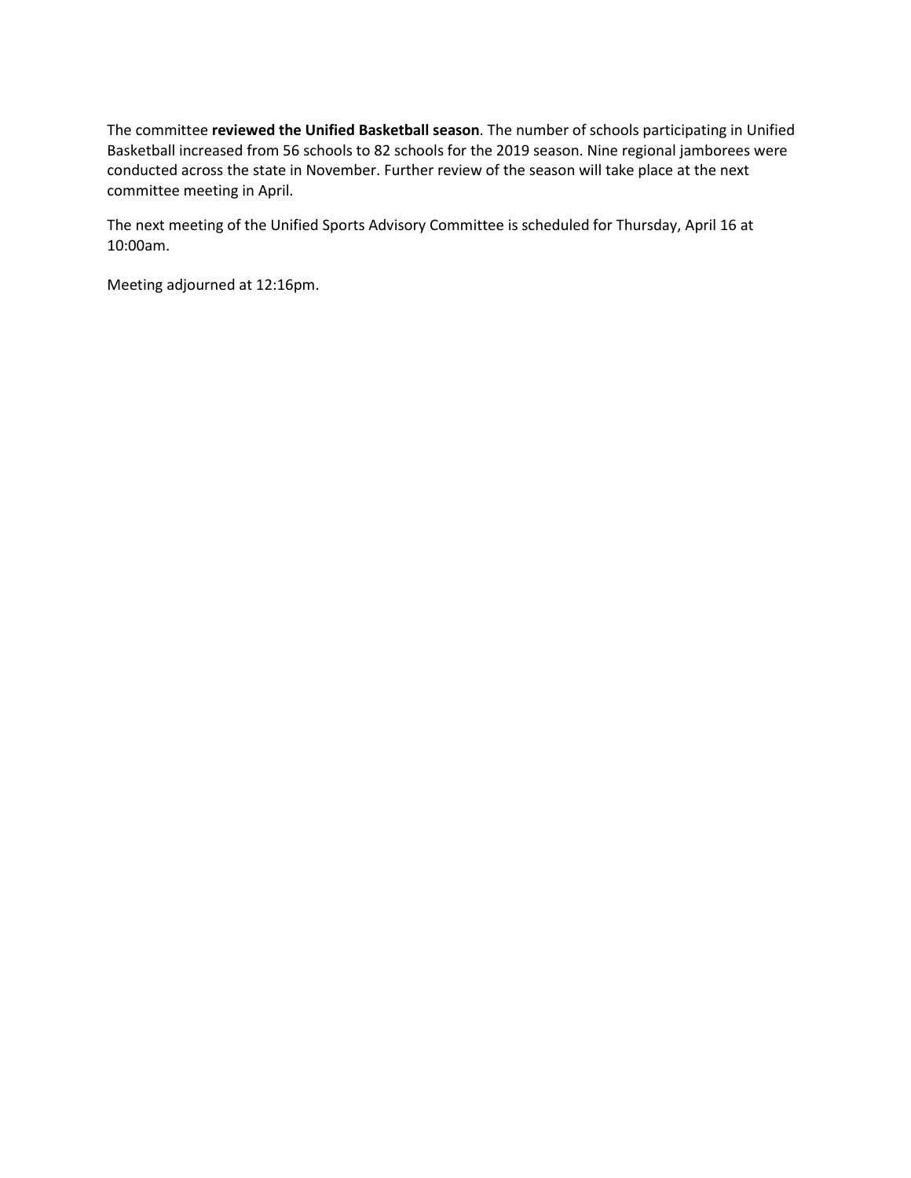The committee **reviewed the Unified Basketball season**. The number of schools participating in Unified Basketball increased from 56 schools to 82 schools for the 2019 season. Nine regional jamborees were conducted across the state in November. Further review of the season will take place at the next committee meeting in April.

The next meeting of the Unified Sports Advisory Committee is scheduled for Thursday, April 16 at 10:00am.

Meeting adjourned at 12:16pm.